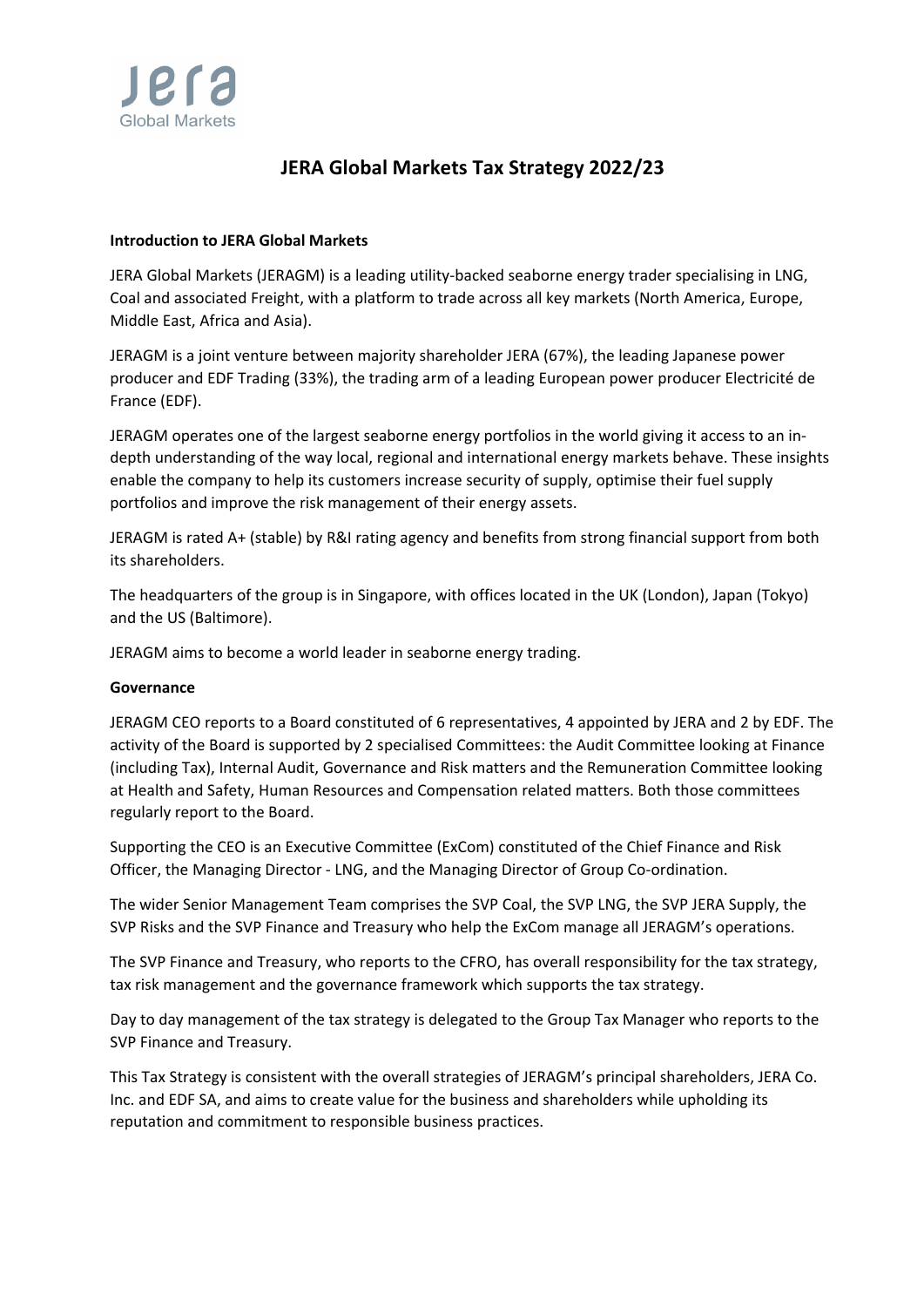# JERA Global Markets Tax Strategy 2022/23

**Introduction to JERA Global Markets**

JERA Global Markets (JERAGM) is a leading utility-backed seaborne energy trader specialising in LNG, Coal and associated Freight, with a platform to trade across all key markets (North America, Europe, Middle East, Africa and Asia).

JERAGM is a joint venture between majority shareholder JERA (67%), the leading Japanese power producer and EDF Trading (33%), the trading arm of a leading European power producer Electricité de France (EDF).

JERAGM operates one of the largest seaborne energy portfolios in the world giving it access to an in-depth understanding of the way local, regional and international energy markets behave. These insights enable the company to help its customers increase security of supply, optimise their fuel supply portfolios and improve the risk management of their energy assets.

JERAGM is rated A+ (stable) by R&I rating agency and benefits from strong financial support from both its shareholders.

The headquarters of the group is in Singapore, with offices located in the UK (London), Japan (Tokyo) and the US (Baltimore).

JERAGM aims to become a world leader in seaborne energy trading.

**Governance**

JERAGM CEO reports to a Board constituted of 6 representatives, 4 appointed by JERA and 2 by EDF. The activity of the Board is supported by 2 specialised Committees: the Audit Committee looking at Finance (including Tax), Internal Audit, Governance and Risk matters and the Remuneration Committee looking at Health and Safety, Human Resources and Compensation related matters. Both those committees regularly report to the Board.

Supporting the CEO is an Executive Committee (ExCom) constituted of the Chief Finance and Risk Officer, the Managing Director - LNG, and the Managing Director of Group Co-ordination.

The wider Senior Management Team comprises the SVP Coal, the SVP LNG, the SVP JERA Supply, the SVP Risks and the SVP Finance and Treasury who help the ExCom manage all JERAGM's operations.

The SVP Finance and Treasury, who reports to the CFRO, has overall responsibility for the tax strategy, tax risk management and the governance framework which supports the tax strategy.

Day to day management of the tax strategy is delegated to the Group Tax Manager who reports to the SVP Finance and Treasury.

This Tax Strategy is consistent with the overall strategies of JERAGM's principal shareholders, JERA Co. Inc. and EDF SA, and aims to create value for the business and shareholders while upholding its reputation and commitment to responsible business practices.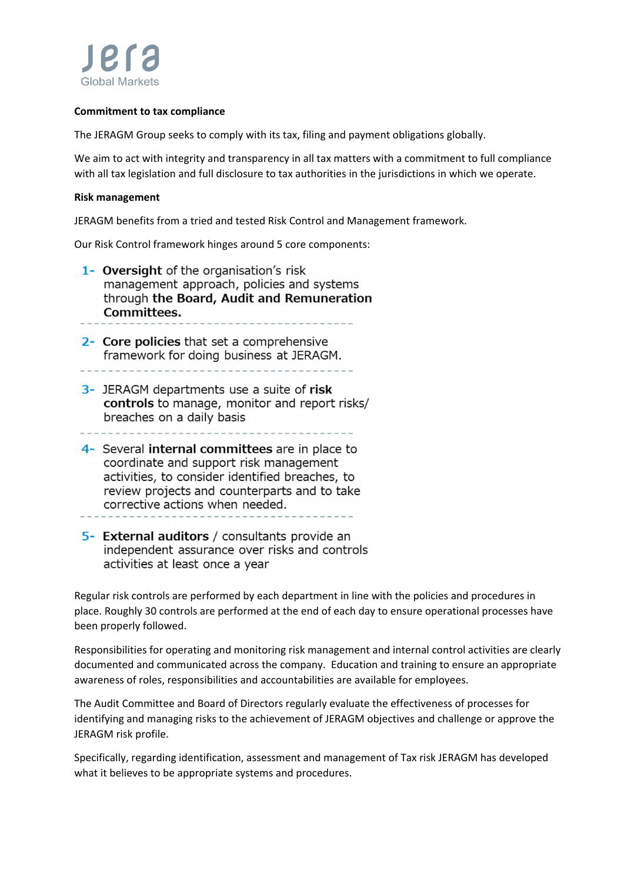**Commitment to tax compliance**

The JERAGM Group seeks to comply with its tax, filing and payment obligations globally.

We aim to act with integrity and transparency in all tax matters with a commitment to full compliance with all tax legislation and full disclosure to tax authorities in the jurisdictions in which we operate.

**Risk management**

JERAGM benefits from a tried and tested Risk Control and Management framework.

Our Risk Control framework hinges around 5 core components:

1- **Oversight** of the organisation's risk management approach, policies and systems through **the Board, Audit and Remuneration Committees.**

2- **Core policies** that set a comprehensive framework for doing business at JERAGM.

3- JERAGM departments use a suite of **risk controls** to manage, monitor and report risks/ breaches on a daily basis

4- Several **internal committees** are in place to coordinate and support risk management activities, to consider identified breaches, to review projects and counterparts and to take corrective actions when needed.

5- **External auditors** / consultants provide an independent assurance over risks and controls activities at least once a year

Regular risk controls are performed by each department in line with the policies and procedures in place. Roughly 30 controls are performed at the end of each day to ensure operational processes have been properly followed.

Responsibilities for operating and monitoring risk management and internal control activities are clearly documented and communicated across the company. Education and training to ensure an appropriate awareness of roles, responsibilities and accountabilities are available for employees.

The Audit Committee and Board of Directors regularly evaluate the effectiveness of processes for identifying and managing risks to the achievement of JERAGM objectives and challenge or approve the JERAGM risk profile.

Specifically, regarding identification, assessment and management of Tax risk JERAGM has developed what it believes to be appropriate systems and procedures.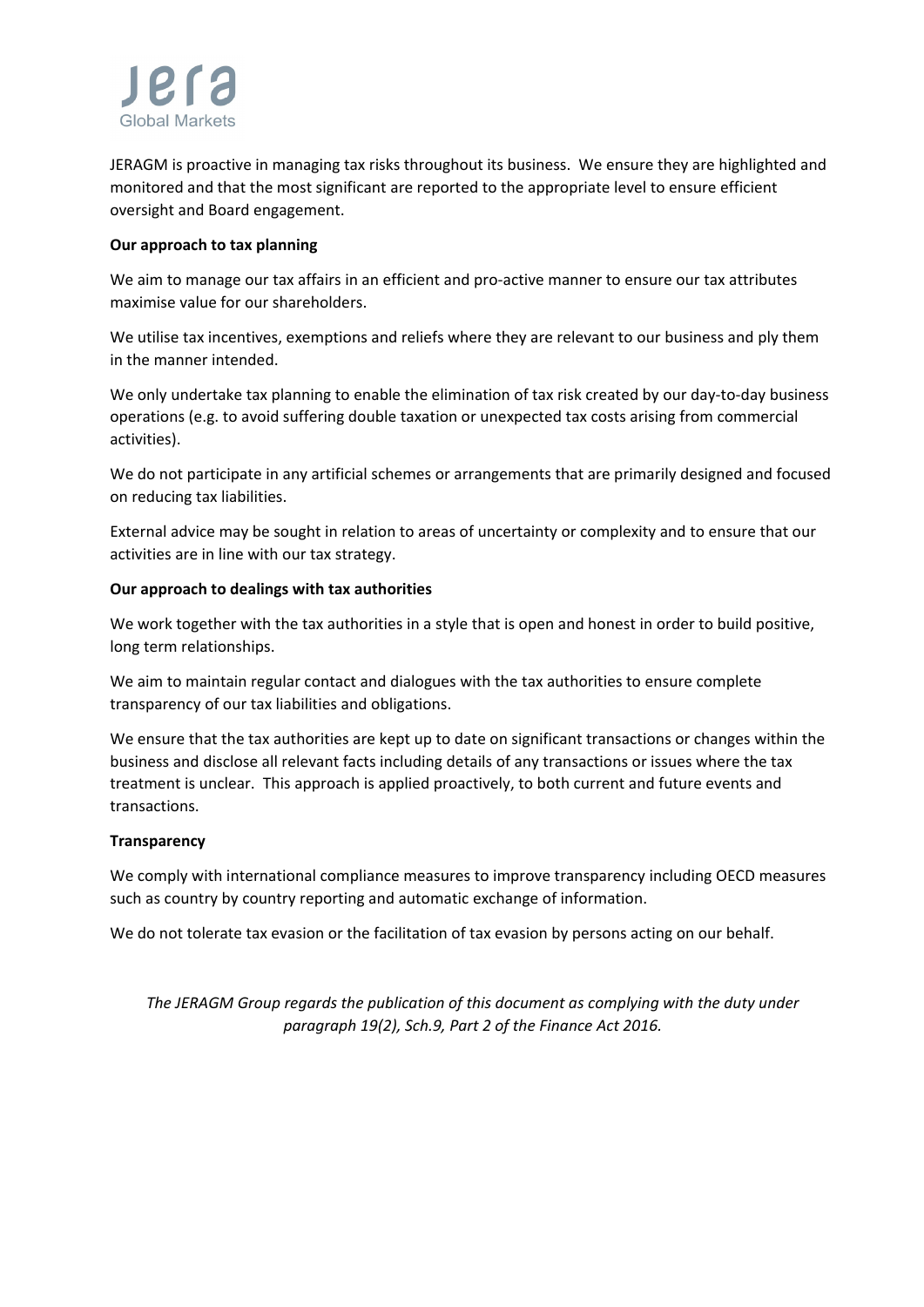JERAGM is proactive in managing tax risks throughout its business. We ensure they are highlighted and monitored and that the most significant are reported to the appropriate level to ensure efficient oversight and Board engagement.

**Our approach to tax planning**

We aim to manage our tax affairs in an efficient and pro-active manner to ensure our tax attributes maximise value for our shareholders.

We utilise tax incentives, exemptions and reliefs where they are relevant to our business and ply them in the manner intended.

We only undertake tax planning to enable the elimination of tax risk created by our day-to-day business operations (e.g. to avoid suffering double taxation or unexpected tax costs arising from commercial activities).

We do not participate in any artificial schemes or arrangements that are primarily designed and focused on reducing tax liabilities.

External advice may be sought in relation to areas of uncertainty or complexity and to ensure that our activities are in line with our tax strategy.

**Our approach to dealings with tax authorities**

We work together with the tax authorities in a style that is open and honest in order to build positive, long term relationships.

We aim to maintain regular contact and dialogues with the tax authorities to ensure complete transparency of our tax liabilities and obligations.

We ensure that the tax authorities are kept up to date on significant transactions or changes within the business and disclose all relevant facts including details of any transactions or issues where the tax treatment is unclear. This approach is applied proactively, to both current and future events and transactions.

**Transparency**

We comply with international compliance measures to improve transparency including OECD measures such as country by country reporting and automatic exchange of information.

We do not tolerate tax evasion or the facilitation of tax evasion by persons acting on our behalf.

*The JERAGM Group regards the publication of this document as complying with the duty under paragraph 19(2), Sch.9, Part 2 of the Finance Act 2016.*